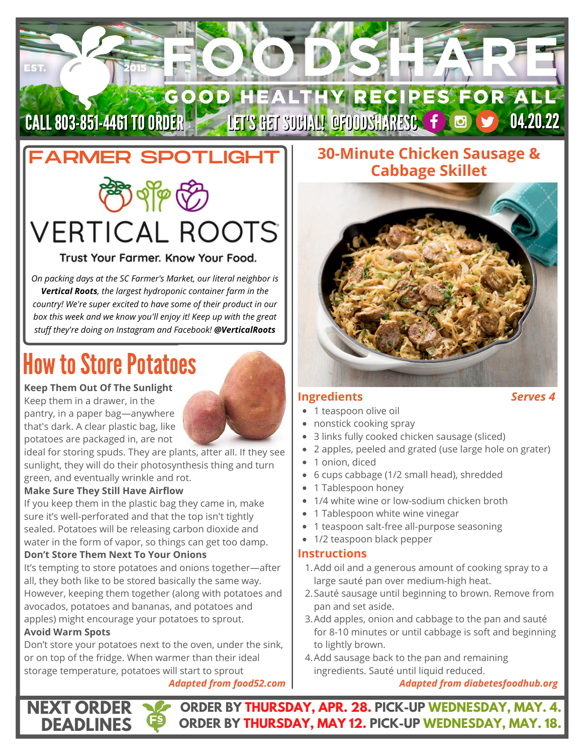# FOODSHARE

EST. 2015

GOOD HEALTHY RECIPES FOR ALL

CALL 803-851-4461 TO ORDER — LET'S GET SOCIAL! @FOODSHARESC — 04.20.22

## FARMER SPOTLIGHT

VERTICAL ROOTS

Trust Your Farmer. Know Your Food.

*On packing days at the SC Farmer's Market, our literal neighbor is **Vertical Roots**, the largest hydroponic container farm in the country! We're super excited to have some of their product in our box this week and we know you'll enjoy it! Keep up with the great stuff they're doing on Instagram and Facebook! **@VerticalRoots***

## How to Store Potatoes

**Keep Them Out Of The Sunlight**

Keep them in a drawer, in the pantry, in a paper bag—anywhere that's dark. A clear plastic bag, like potatoes are packaged in, are not ideal for storing spuds. They are plants, after all. If they see sunlight, they will do their photosynthesis thing and turn green, and eventually wrinkle and rot.

**Make Sure They Still Have Airflow**

If you keep them in the plastic bag they came in, make sure it's well-perforated and that the top isn't tightly sealed. Potatoes will be releasing carbon dioxide and water in the form of vapor, so things can get too damp.

**Don't Store Them Next To Your Onions**

It's tempting to store potatoes and onions together—after all, they both like to be stored basically the same way. However, keeping them together (along with potatoes and avocados, potatoes and bananas, and potatoes and apples) might encourage your potatoes to sprout.

**Avoid Warm Spots**

Don't store your potatoes next to the oven, under the sink, or on top of the fridge. When warmer than their ideal storage temperature, potatoes will start to sprout

*Adapted from food52.com*

## 30-Minute Chicken Sausage & Cabbage Skillet

### Ingredients

*Serves 4*

- 1 teaspoon olive oil
- nonstick cooking spray
- 3 links fully cooked chicken sausage (sliced)
- 2 apples, peeled and grated (use large hole on grater)
- 1 onion, diced
- 6 cups cabbage (1/2 small head), shredded
- 1 Tablespoon honey
- 1/4 white wine or low-sodium chicken broth
- 1 Tablespoon white wine vinegar
- 1 teaspoon salt-free all-purpose seasoning
- 1/2 teaspoon black pepper

### Instructions

1. Add oil and a generous amount of cooking spray to a large sauté pan over medium-high heat.
2. Sauté sausage until beginning to brown. Remove from pan and set aside.
3. Add apples, onion and cabbage to the pan and sauté for 8-10 minutes or until cabbage is soft and beginning to lightly brown.
4. Add sausage back to the pan and remaining ingredients. Sauté until liquid reduced.

*Adapted from diabetesfoodhub.org*

**NEXT ORDER DEADLINES**

ORDER BY **THURSDAY, APR. 28.** PICK-UP **WEDNESDAY, MAY. 4.**
ORDER BY **THURSDAY, MAY 12.** PICK-UP **WEDNESDAY, MAY. 18.**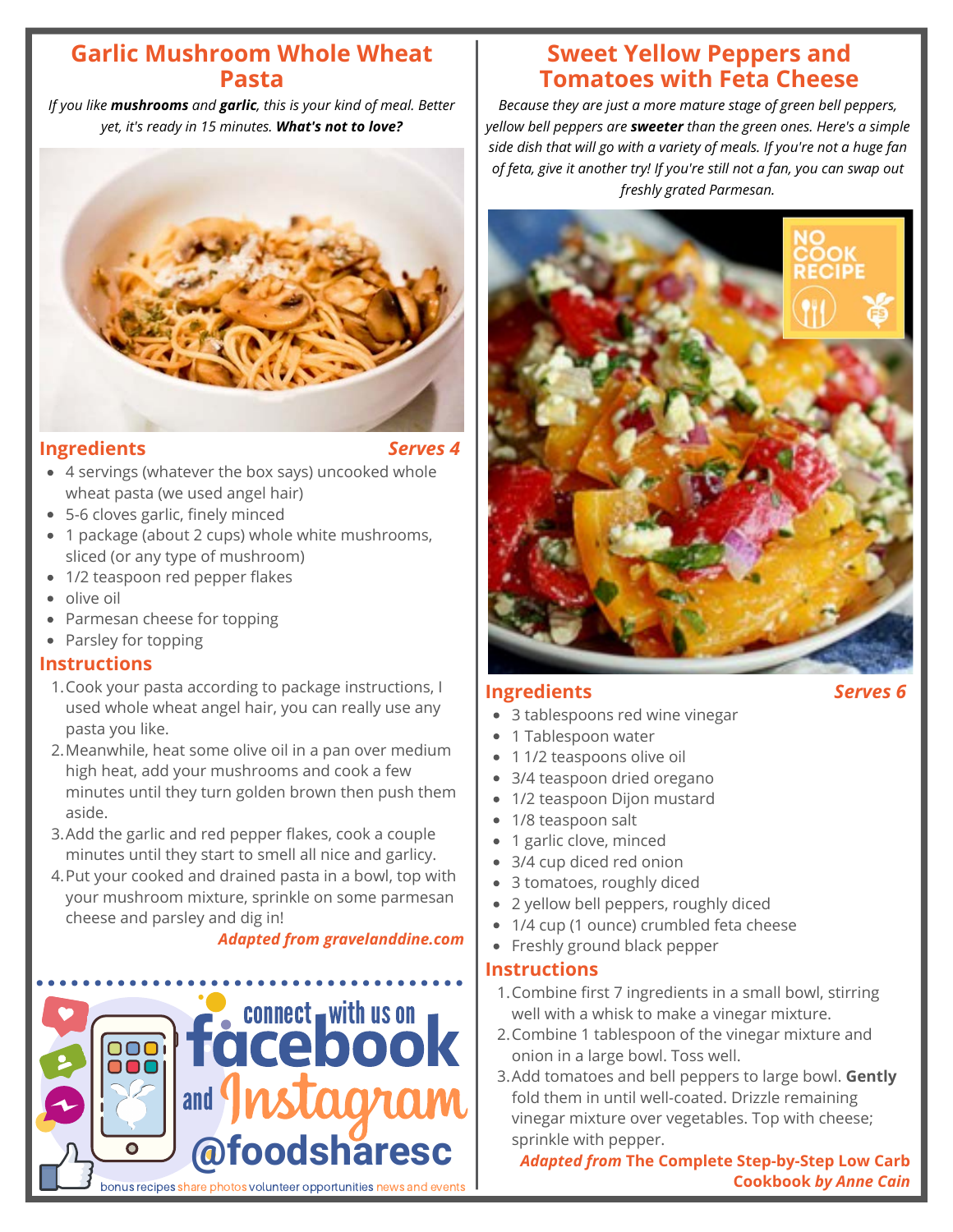## Garlic Mushroom Whole Wheat Pasta

*If you like **mushrooms** and **garlic**, this is your kind of meal. Better yet, it's ready in 15 minutes. **What's not to love?***

### Ingredients

***Serves 4***

- 4 servings (whatever the box says) uncooked whole wheat pasta (we used angel hair)
- 5-6 cloves garlic, finely minced
- 1 package (about 2 cups) whole white mushrooms, sliced (or any type of mushroom)
- 1/2 teaspoon red pepper flakes
- olive oil
- Parmesan cheese for topping
- Parsley for topping

### Instructions

1. Cook your pasta according to package instructions, I used whole wheat angel hair, you can really use any pasta you like.
2. Meanwhile, heat some olive oil in a pan over medium high heat, add your mushrooms and cook a few minutes until they turn golden brown then push them aside.
3. Add the garlic and red pepper flakes, cook a couple minutes until they start to smell all nice and garlicy.
4. Put your cooked and drained pasta in a bowl, top with your mushroom mixture, sprinkle on some parmesan cheese and parsley and dig in!

***Adapted from gravelanddine.com***

connect with us on facebook and Instagram @foodsharesc

bonus recipes share photos volunteer opportunities news and events

## Sweet Yellow Peppers and Tomatoes with Feta Cheese

*Because they are just a more mature stage of green bell peppers, yellow bell peppers are **sweeter** than the green ones. Here's a simple side dish that will go with a variety of meals. If you're not a huge fan of feta, give it another try! If you're still not a fan, you can swap out freshly grated Parmesan.*

NO COOK RECIPE

### Ingredients

***Serves 6***

- 3 tablespoons red wine vinegar
- 1 Tablespoon water
- 1 1/2 teaspoons olive oil
- 3/4 teaspoon dried oregano
- 1/2 teaspoon Dijon mustard
- 1/8 teaspoon salt
- 1 garlic clove, minced
- 3/4 cup diced red onion
- 3 tomatoes, roughly diced
- 2 yellow bell peppers, roughly diced
- 1/4 cup (1 ounce) crumbled feta cheese
- Freshly ground black pepper

### Instructions

1. Combine first 7 ingredients in a small bowl, stirring well with a whisk to make a vinegar mixture.
2. Combine 1 tablespoon of the vinegar mixture and onion in a large bowl. Toss well.
3. Add tomatoes and bell peppers to large bowl. **Gently** fold them in until well-coated. Drizzle remaining vinegar mixture over vegetables. Top with cheese; sprinkle with pepper.

***Adapted from* The Complete Step-by-Step Low Carb Cookbook *by Anne Cain***